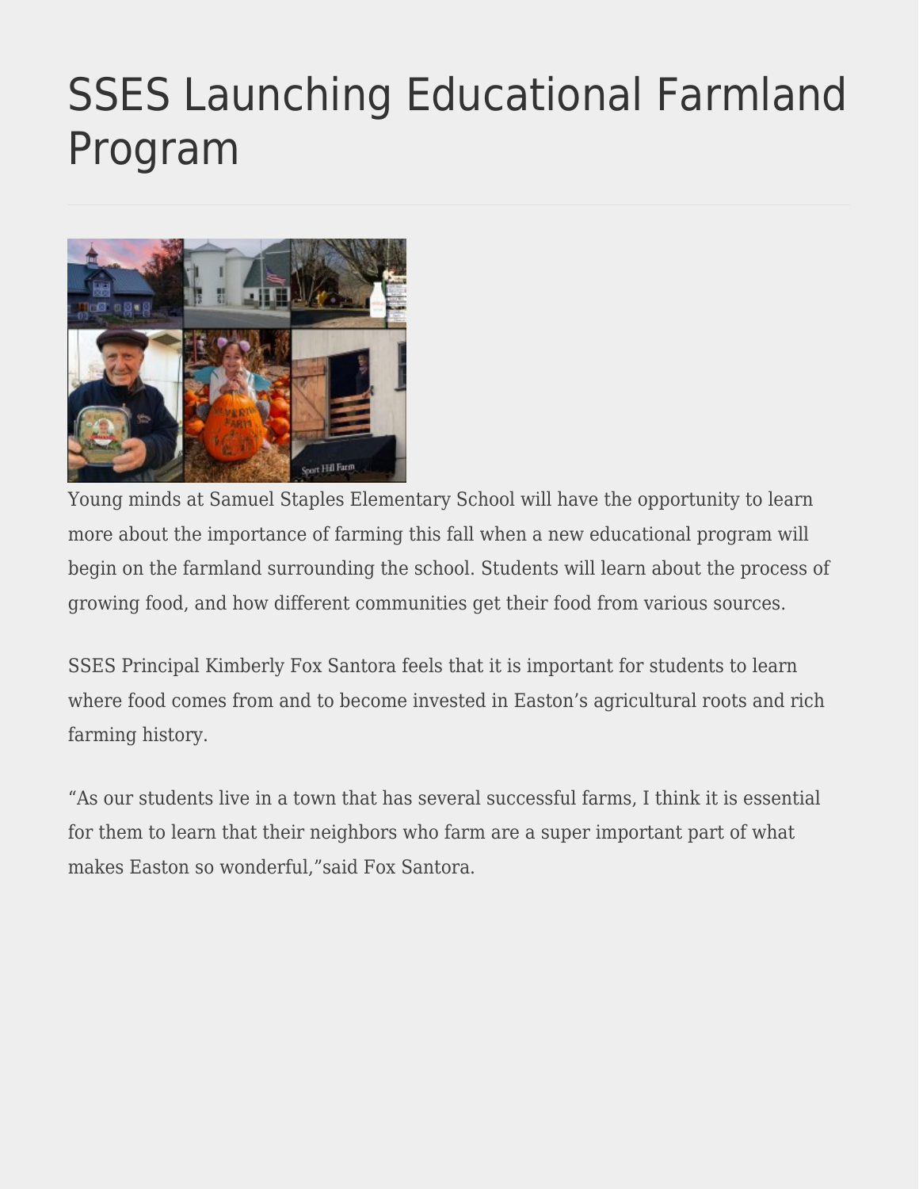# SSES Launching Educational Farmland Program

Young minds at Samuel Staples Elementary School will have the opportunity to learn more about the importance of farming this fall when a new educational program will begin on the farmland surrounding the school. Students will learn about the process of growing food, and how different communities get their food from various sources.

SSES Principal Kimberly Fox Santora feels that it is important for students to learn where food comes from and to become invested in Easton's agricultural roots and rich farming history.

"As our students live in a town that has several successful farms, I think it is essential for them to learn that their neighbors who farm are a super important part of what makes Easton so wonderful,"said Fox Santora.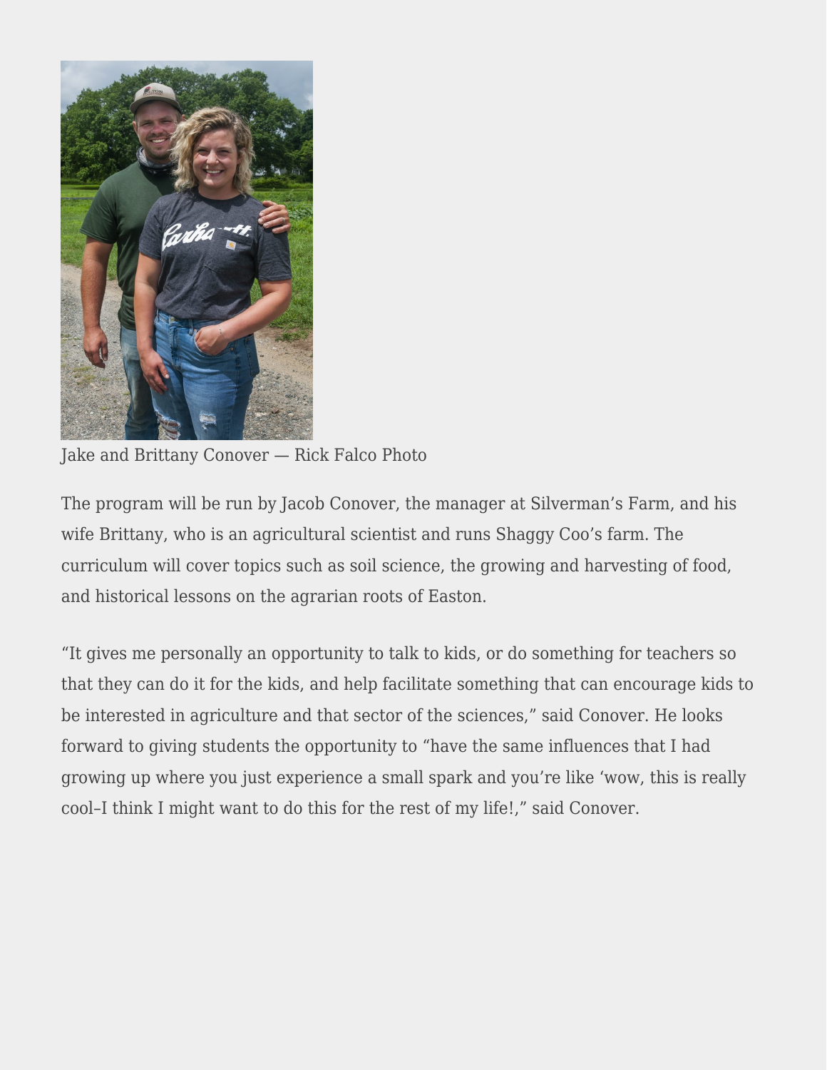Jake and Brittany Conover — Rick Falco Photo

The program will be run by Jacob Conover, the manager at Silverman's Farm, and his wife Brittany, who is an agricultural scientist and runs Shaggy Coo's farm. The curriculum will cover topics such as soil science, the growing and harvesting of food, and historical lessons on the agrarian roots of Easton.

"It gives me personally an opportunity to talk to kids, or do something for teachers so that they can do it for the kids, and help facilitate something that can encourage kids to be interested in agriculture and that sector of the sciences," said Conover. He looks forward to giving students the opportunity to "have the same influences that I had growing up where you just experience a small spark and you're like 'wow, this is really cool–I think I might want to do this for the rest of my life!," said Conover.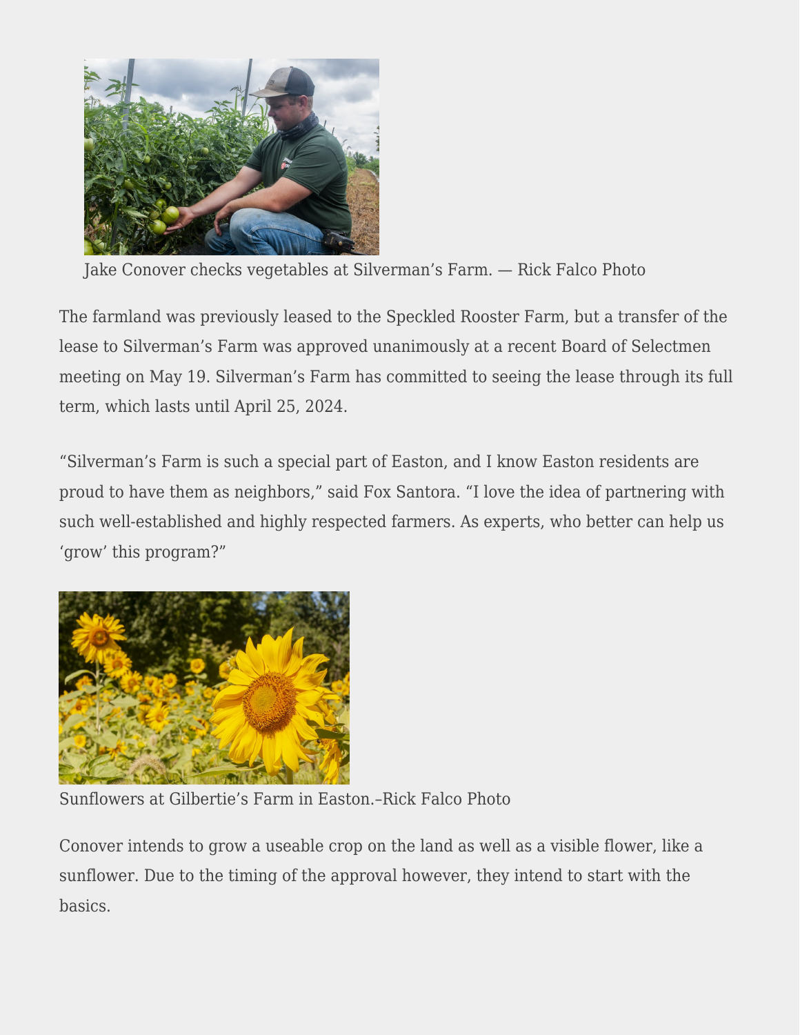Jake Conover checks vegetables at Silverman's Farm. — Rick Falco Photo

The farmland was previously leased to the Speckled Rooster Farm, but a transfer of the lease to Silverman's Farm was approved unanimously at a recent Board of Selectmen meeting on May 19. Silverman's Farm has committed to seeing the lease through its full term, which lasts until April 25, 2024.

"Silverman's Farm is such a special part of Easton, and I know Easton residents are proud to have them as neighbors," said Fox Santora. "I love the idea of partnering with such well-established and highly respected farmers. As experts, who better can help us 'grow' this program?"

Sunflowers at Gilbertie's Farm in Easton.–Rick Falco Photo

Conover intends to grow a useable crop on the land as well as a visible flower, like a sunflower. Due to the timing of the approval however, they intend to start with the basics.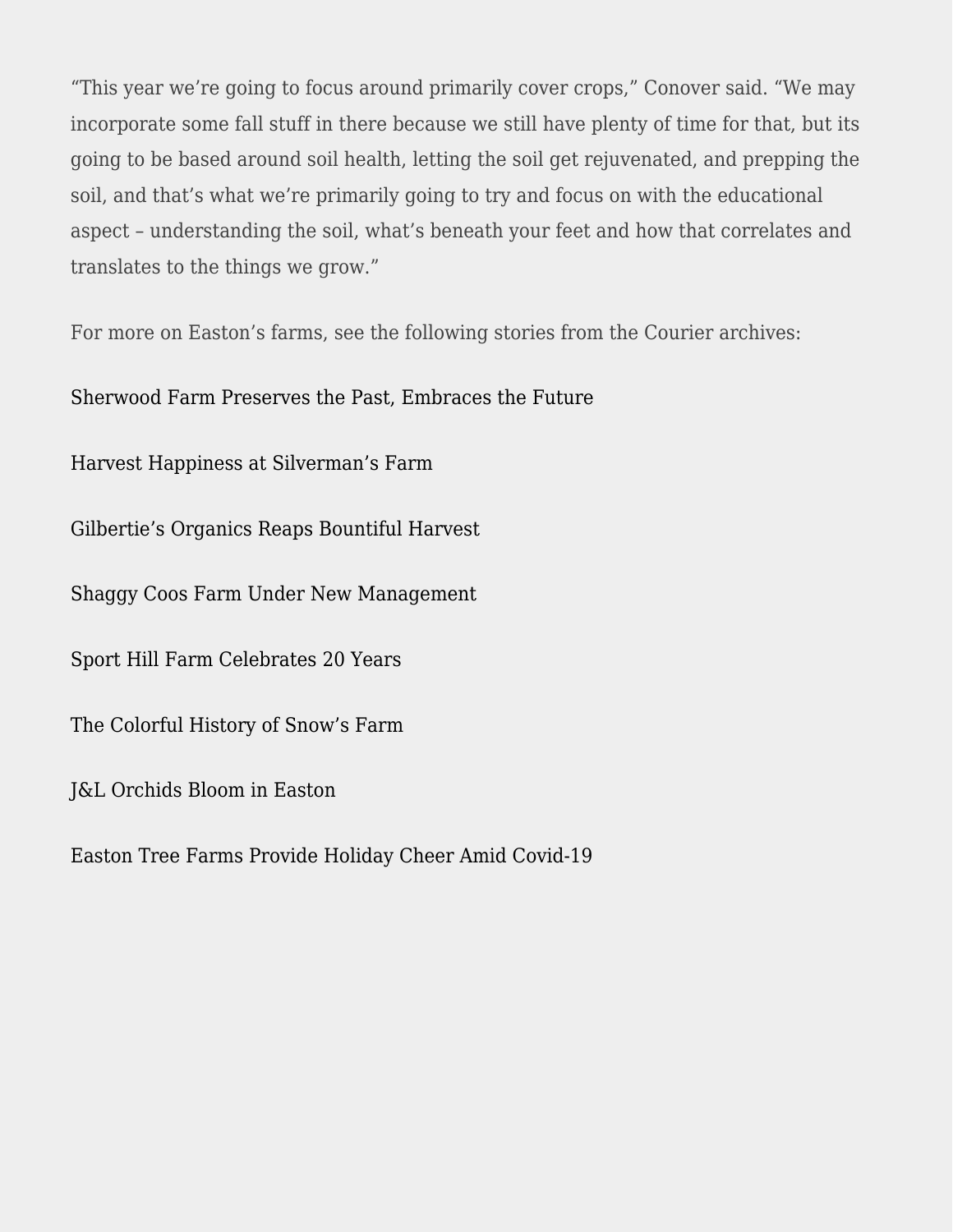"This year we're going to focus around primarily cover crops," Conover said. "We may incorporate some fall stuff in there because we still have plenty of time for that, but its going to be based around soil health, letting the soil get rejuvenated, and prepping the soil, and that's what we're primarily going to try and focus on with the educational aspect – understanding the soil, what's beneath your feet and how that correlates and translates to the things we grow."

For more on Easton's farms, see the following stories from the Courier archives:

Sherwood Farm Preserves the Past, Embraces the Future

Harvest Happiness at Silverman's Farm

Gilbertie's Organics Reaps Bountiful Harvest

Shaggy Coos Farm Under New Management

Sport Hill Farm Celebrates 20 Years

The Colorful History of Snow's Farm

J&L Orchids Bloom in Easton

Easton Tree Farms Provide Holiday Cheer Amid Covid-19